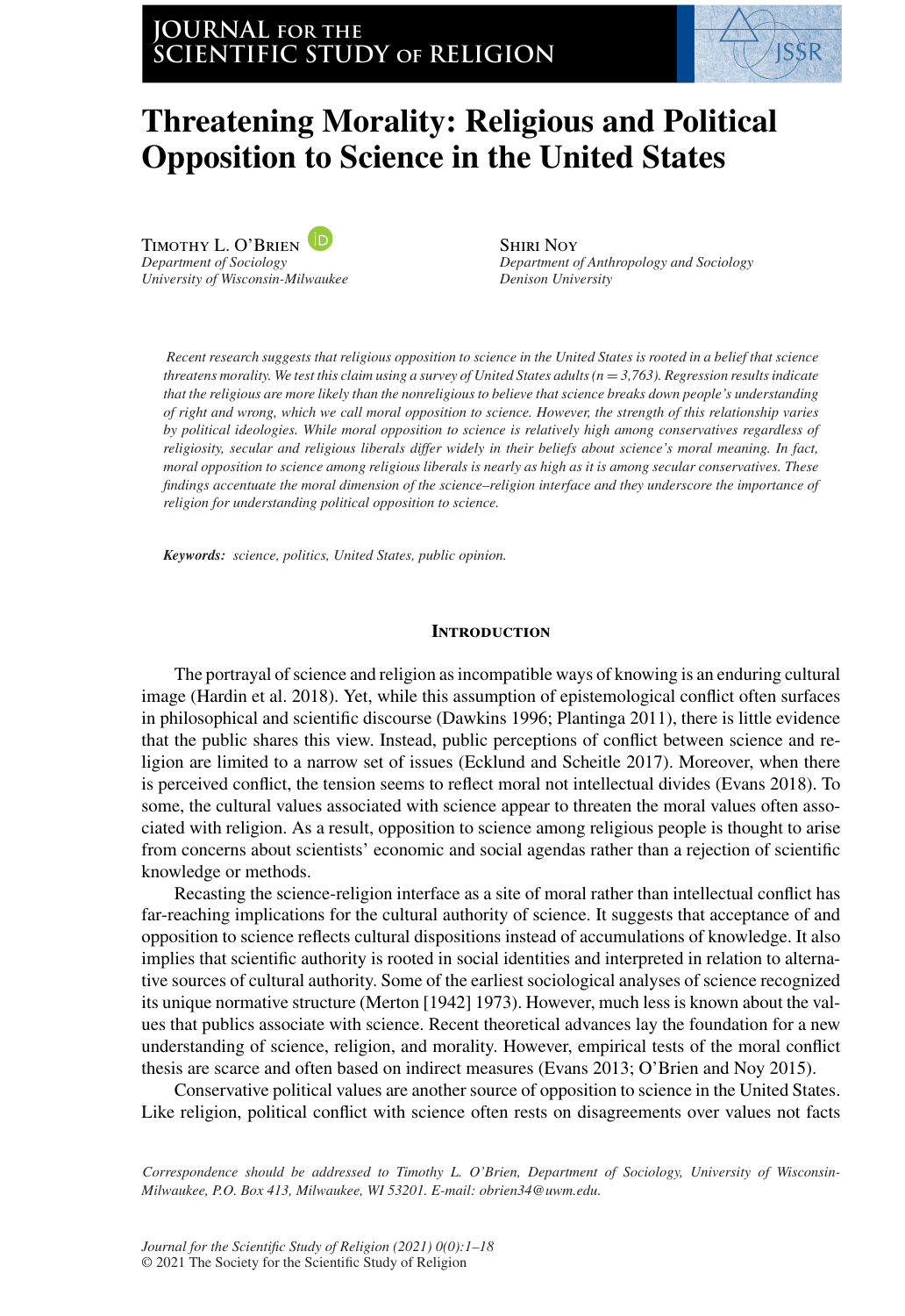# Threatening Morality: Religious and Political Opposition to Science in the United States

Timothy L. O'Brien
*Department of Sociology*
*University of Wisconsin-Milwaukee*

Shiri Noy
*Department of Anthropology and Sociology*
*Denison University*

*Recent research suggests that religious opposition to science in the United States is rooted in a belief that science threatens morality. We test this claim using a survey of United States adults (n = 3,763). Regression results indicate that the religious are more likely than the nonreligious to believe that science breaks down people's understanding of right and wrong, which we call moral opposition to science. However, the strength of this relationship varies by political ideologies. While moral opposition to science is relatively high among conservatives regardless of religiosity, secular and religious liberals differ widely in their beliefs about science's moral meaning. In fact, moral opposition to science among religious liberals is nearly as high as it is among secular conservatives. These findings accentuate the moral dimension of the science–religion interface and they underscore the importance of religion for understanding political opposition to science.*

***Keywords:*** *science, politics, United States, public opinion.*

## Introduction

The portrayal of science and religion as incompatible ways of knowing is an enduring cultural image (Hardin et al. 2018). Yet, while this assumption of epistemological conflict often surfaces in philosophical and scientific discourse (Dawkins 1996; Plantinga 2011), there is little evidence that the public shares this view. Instead, public perceptions of conflict between science and religion are limited to a narrow set of issues (Ecklund and Scheitle 2017). Moreover, when there is perceived conflict, the tension seems to reflect moral not intellectual divides (Evans 2018). To some, the cultural values associated with science appear to threaten the moral values often associated with religion. As a result, opposition to science among religious people is thought to arise from concerns about scientists' economic and social agendas rather than a rejection of scientific knowledge or methods.

Recasting the science-religion interface as a site of moral rather than intellectual conflict has far-reaching implications for the cultural authority of science. It suggests that acceptance of and opposition to science reflects cultural dispositions instead of accumulations of knowledge. It also implies that scientific authority is rooted in social identities and interpreted in relation to alternative sources of cultural authority. Some of the earliest sociological analyses of science recognized its unique normative structure (Merton [1942] 1973). However, much less is known about the values that publics associate with science. Recent theoretical advances lay the foundation for a new understanding of science, religion, and morality. However, empirical tests of the moral conflict thesis are scarce and often based on indirect measures (Evans 2013; O'Brien and Noy 2015).

Conservative political values are another source of opposition to science in the United States. Like religion, political conflict with science often rests on disagreements over values not facts

*Correspondence should be addressed to Timothy L. O'Brien, Department of Sociology, University of Wisconsin-Milwaukee, P.O. Box 413, Milwaukee, WI 53201. E-mail: obrien34@uwm.edu.*

*Journal for the Scientific Study of Religion (2021) 0(0):1–18*
© 2021 The Society for the Scientific Study of Religion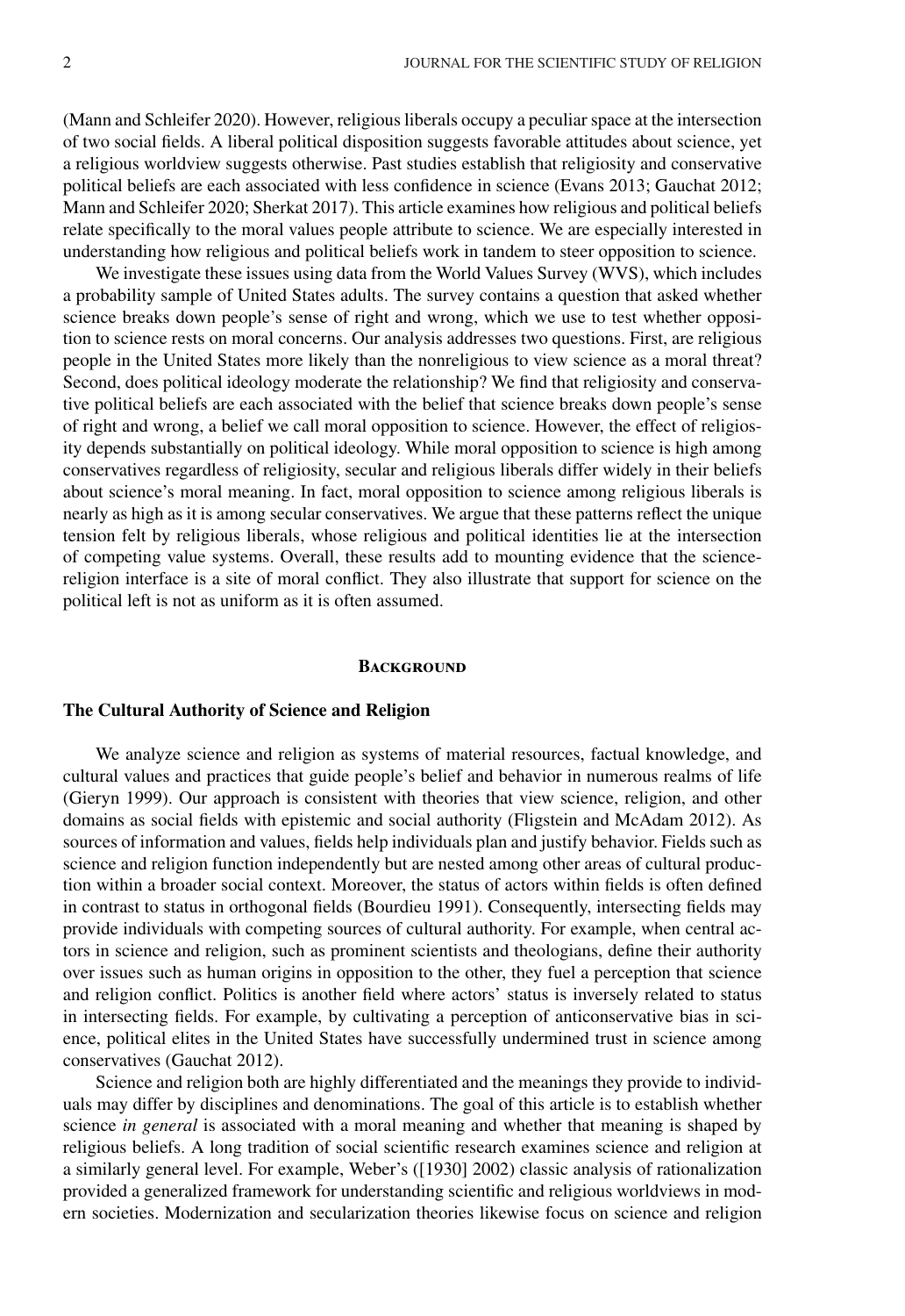(Mann and Schleifer 2020). However, religious liberals occupy a peculiar space at the intersection of two social fields. A liberal political disposition suggests favorable attitudes about science, yet a religious worldview suggests otherwise. Past studies establish that religiosity and conservative political beliefs are each associated with less confidence in science (Evans 2013; Gauchat 2012; Mann and Schleifer 2020; Sherkat 2017). This article examines how religious and political beliefs relate specifically to the moral values people attribute to science. We are especially interested in understanding how religious and political beliefs work in tandem to steer opposition to science.

We investigate these issues using data from the World Values Survey (WVS), which includes a probability sample of United States adults. The survey contains a question that asked whether science breaks down people's sense of right and wrong, which we use to test whether opposition to science rests on moral concerns. Our analysis addresses two questions. First, are religious people in the United States more likely than the nonreligious to view science as a moral threat? Second, does political ideology moderate the relationship? We find that religiosity and conservative political beliefs are each associated with the belief that science breaks down people's sense of right and wrong, a belief we call moral opposition to science. However, the effect of religiosity depends substantially on political ideology. While moral opposition to science is high among conservatives regardless of religiosity, secular and religious liberals differ widely in their beliefs about science's moral meaning. In fact, moral opposition to science among religious liberals is nearly as high as it is among secular conservatives. We argue that these patterns reflect the unique tension felt by religious liberals, whose religious and political identities lie at the intersection of competing value systems. Overall, these results add to mounting evidence that the science-religion interface is a site of moral conflict. They also illustrate that support for science on the political left is not as uniform as it is often assumed.

## Background

### The Cultural Authority of Science and Religion

We analyze science and religion as systems of material resources, factual knowledge, and cultural values and practices that guide people's belief and behavior in numerous realms of life (Gieryn 1999). Our approach is consistent with theories that view science, religion, and other domains as social fields with epistemic and social authority (Fligstein and McAdam 2012). As sources of information and values, fields help individuals plan and justify behavior. Fields such as science and religion function independently but are nested among other areas of cultural production within a broader social context. Moreover, the status of actors within fields is often defined in contrast to status in orthogonal fields (Bourdieu 1991). Consequently, intersecting fields may provide individuals with competing sources of cultural authority. For example, when central actors in science and religion, such as prominent scientists and theologians, define their authority over issues such as human origins in opposition to the other, they fuel a perception that science and religion conflict. Politics is another field where actors' status is inversely related to status in intersecting fields. For example, by cultivating a perception of anticonservative bias in science, political elites in the United States have successfully undermined trust in science among conservatives (Gauchat 2012).

Science and religion both are highly differentiated and the meanings they provide to individuals may differ by disciplines and denominations. The goal of this article is to establish whether science *in general* is associated with a moral meaning and whether that meaning is shaped by religious beliefs. A long tradition of social scientific research examines science and religion at a similarly general level. For example, Weber's ([1930] 2002) classic analysis of rationalization provided a generalized framework for understanding scientific and religious worldviews in modern societies. Modernization and secularization theories likewise focus on science and religion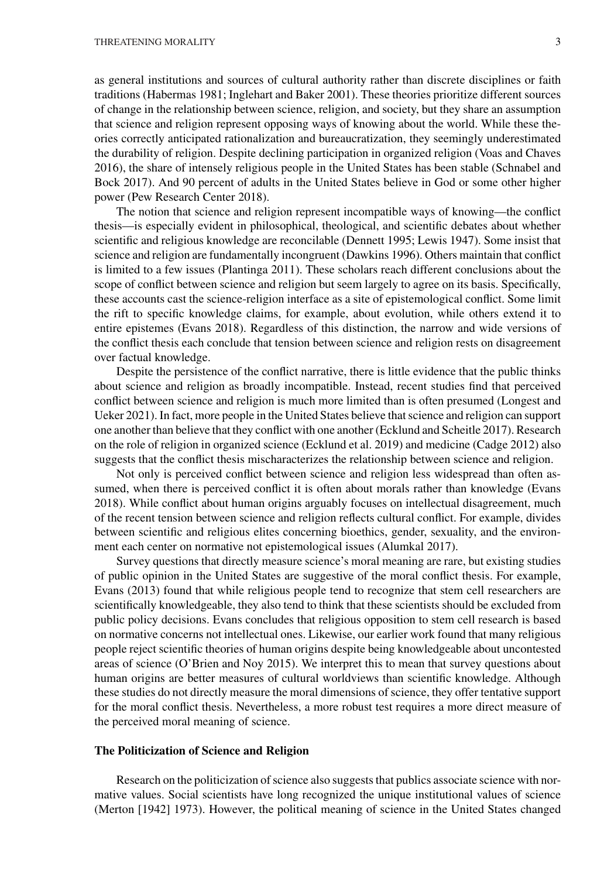as general institutions and sources of cultural authority rather than discrete disciplines or faith traditions (Habermas 1981; Inglehart and Baker 2001). These theories prioritize different sources of change in the relationship between science, religion, and society, but they share an assumption that science and religion represent opposing ways of knowing about the world. While these theories correctly anticipated rationalization and bureaucratization, they seemingly underestimated the durability of religion. Despite declining participation in organized religion (Voas and Chaves 2016), the share of intensely religious people in the United States has been stable (Schnabel and Bock 2017). And 90 percent of adults in the United States believe in God or some other higher power (Pew Research Center 2018).

The notion that science and religion represent incompatible ways of knowing—the conflict thesis—is especially evident in philosophical, theological, and scientific debates about whether scientific and religious knowledge are reconcilable (Dennett 1995; Lewis 1947). Some insist that science and religion are fundamentally incongruent (Dawkins 1996). Others maintain that conflict is limited to a few issues (Plantinga 2011). These scholars reach different conclusions about the scope of conflict between science and religion but seem largely to agree on its basis. Specifically, these accounts cast the science-religion interface as a site of epistemological conflict. Some limit the rift to specific knowledge claims, for example, about evolution, while others extend it to entire epistemes (Evans 2018). Regardless of this distinction, the narrow and wide versions of the conflict thesis each conclude that tension between science and religion rests on disagreement over factual knowledge.

Despite the persistence of the conflict narrative, there is little evidence that the public thinks about science and religion as broadly incompatible. Instead, recent studies find that perceived conflict between science and religion is much more limited than is often presumed (Longest and Ueker 2021). In fact, more people in the United States believe that science and religion can support one another than believe that they conflict with one another (Ecklund and Scheitle 2017). Research on the role of religion in organized science (Ecklund et al. 2019) and medicine (Cadge 2012) also suggests that the conflict thesis mischaracterizes the relationship between science and religion.

Not only is perceived conflict between science and religion less widespread than often assumed, when there is perceived conflict it is often about morals rather than knowledge (Evans 2018). While conflict about human origins arguably focuses on intellectual disagreement, much of the recent tension between science and religion reflects cultural conflict. For example, divides between scientific and religious elites concerning bioethics, gender, sexuality, and the environment each center on normative not epistemological issues (Alumkal 2017).

Survey questions that directly measure science's moral meaning are rare, but existing studies of public opinion in the United States are suggestive of the moral conflict thesis. For example, Evans (2013) found that while religious people tend to recognize that stem cell researchers are scientifically knowledgeable, they also tend to think that these scientists should be excluded from public policy decisions. Evans concludes that religious opposition to stem cell research is based on normative concerns not intellectual ones. Likewise, our earlier work found that many religious people reject scientific theories of human origins despite being knowledgeable about uncontested areas of science (O'Brien and Noy 2015). We interpret this to mean that survey questions about human origins are better measures of cultural worldviews than scientific knowledge. Although these studies do not directly measure the moral dimensions of science, they offer tentative support for the moral conflict thesis. Nevertheless, a more robust test requires a more direct measure of the perceived moral meaning of science.

## The Politicization of Science and Religion

Research on the politicization of science also suggests that publics associate science with normative values. Social scientists have long recognized the unique institutional values of science (Merton [1942] 1973). However, the political meaning of science in the United States changed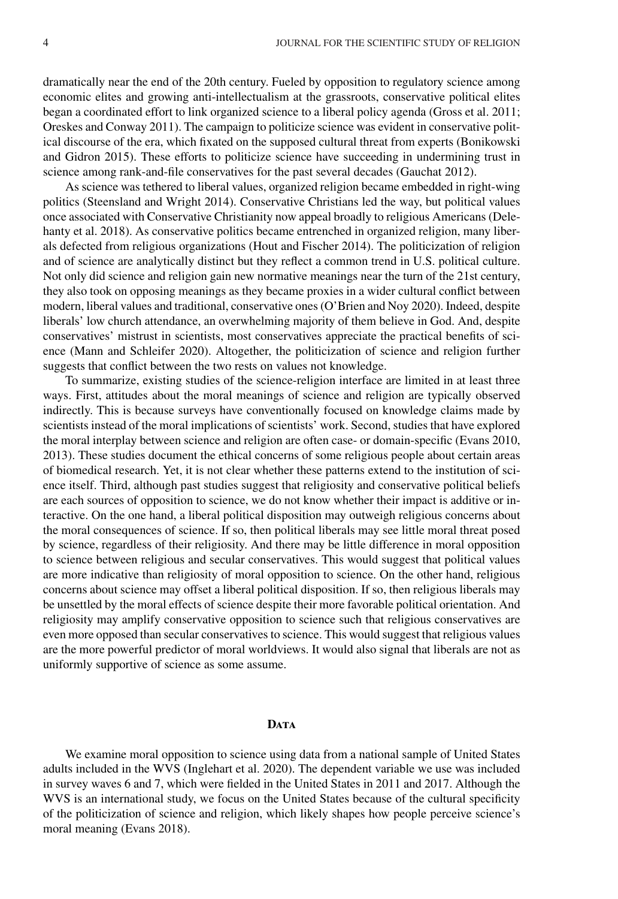dramatically near the end of the 20th century. Fueled by opposition to regulatory science among economic elites and growing anti-intellectualism at the grassroots, conservative political elites began a coordinated effort to link organized science to a liberal policy agenda (Gross et al. 2011; Oreskes and Conway 2011). The campaign to politicize science was evident in conservative political discourse of the era, which fixated on the supposed cultural threat from experts (Bonikowski and Gidron 2015). These efforts to politicize science have succeeding in undermining trust in science among rank-and-file conservatives for the past several decades (Gauchat 2012).

As science was tethered to liberal values, organized religion became embedded in right-wing politics (Steensland and Wright 2014). Conservative Christians led the way, but political values once associated with Conservative Christianity now appeal broadly to religious Americans (Delehanty et al. 2018). As conservative politics became entrenched in organized religion, many liberals defected from religious organizations (Hout and Fischer 2014). The politicization of religion and of science are analytically distinct but they reflect a common trend in U.S. political culture. Not only did science and religion gain new normative meanings near the turn of the 21st century, they also took on opposing meanings as they became proxies in a wider cultural conflict between modern, liberal values and traditional, conservative ones (O'Brien and Noy 2020). Indeed, despite liberals' low church attendance, an overwhelming majority of them believe in God. And, despite conservatives' mistrust in scientists, most conservatives appreciate the practical benefits of science (Mann and Schleifer 2020). Altogether, the politicization of science and religion further suggests that conflict between the two rests on values not knowledge.

To summarize, existing studies of the science-religion interface are limited in at least three ways. First, attitudes about the moral meanings of science and religion are typically observed indirectly. This is because surveys have conventionally focused on knowledge claims made by scientists instead of the moral implications of scientists' work. Second, studies that have explored the moral interplay between science and religion are often case- or domain-specific (Evans 2010, 2013). These studies document the ethical concerns of some religious people about certain areas of biomedical research. Yet, it is not clear whether these patterns extend to the institution of science itself. Third, although past studies suggest that religiosity and conservative political beliefs are each sources of opposition to science, we do not know whether their impact is additive or interactive. On the one hand, a liberal political disposition may outweigh religious concerns about the moral consequences of science. If so, then political liberals may see little moral threat posed by science, regardless of their religiosity. And there may be little difference in moral opposition to science between religious and secular conservatives. This would suggest that political values are more indicative than religiosity of moral opposition to science. On the other hand, religious concerns about science may offset a liberal political disposition. If so, then religious liberals may be unsettled by the moral effects of science despite their more favorable political orientation. And religiosity may amplify conservative opposition to science such that religious conservatives are even more opposed than secular conservatives to science. This would suggest that religious values are the more powerful predictor of moral worldviews. It would also signal that liberals are not as uniformly supportive of science as some assume.

## Data

We examine moral opposition to science using data from a national sample of United States adults included in the WVS (Inglehart et al. 2020). The dependent variable we use was included in survey waves 6 and 7, which were fielded in the United States in 2011 and 2017. Although the WVS is an international study, we focus on the United States because of the cultural specificity of the politicization of science and religion, which likely shapes how people perceive science's moral meaning (Evans 2018).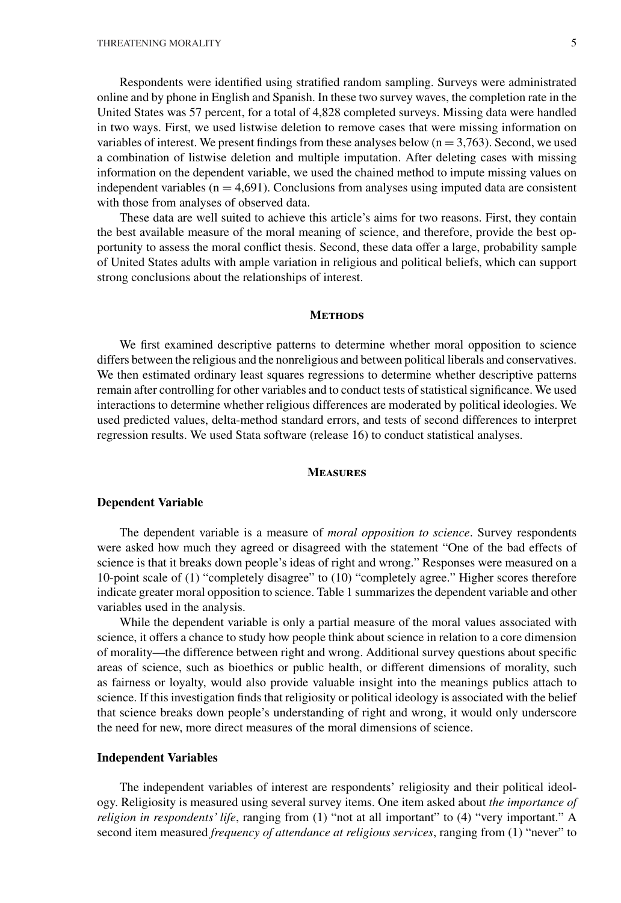Respondents were identified using stratified random sampling. Surveys were administrated online and by phone in English and Spanish. In these two survey waves, the completion rate in the United States was 57 percent, for a total of 4,828 completed surveys. Missing data were handled in two ways. First, we used listwise deletion to remove cases that were missing information on variables of interest. We present findings from these analyses below (n = 3,763). Second, we used a combination of listwise deletion and multiple imputation. After deleting cases with missing information on the dependent variable, we used the chained method to impute missing values on independent variables (n = 4,691). Conclusions from analyses using imputed data are consistent with those from analyses of observed data.

These data are well suited to achieve this article's aims for two reasons. First, they contain the best available measure of the moral meaning of science, and therefore, provide the best opportunity to assess the moral conflict thesis. Second, these data offer a large, probability sample of United States adults with ample variation in religious and political beliefs, which can support strong conclusions about the relationships of interest.

## Methods

We first examined descriptive patterns to determine whether moral opposition to science differs between the religious and the nonreligious and between political liberals and conservatives. We then estimated ordinary least squares regressions to determine whether descriptive patterns remain after controlling for other variables and to conduct tests of statistical significance. We used interactions to determine whether religious differences are moderated by political ideologies. We used predicted values, delta-method standard errors, and tests of second differences to interpret regression results. We used Stata software (release 16) to conduct statistical analyses.

## Measures

### Dependent Variable

The dependent variable is a measure of *moral opposition to science*. Survey respondents were asked how much they agreed or disagreed with the statement "One of the bad effects of science is that it breaks down people's ideas of right and wrong." Responses were measured on a 10-point scale of (1) "completely disagree" to (10) "completely agree." Higher scores therefore indicate greater moral opposition to science. Table 1 summarizes the dependent variable and other variables used in the analysis.

While the dependent variable is only a partial measure of the moral values associated with science, it offers a chance to study how people think about science in relation to a core dimension of morality—the difference between right and wrong. Additional survey questions about specific areas of science, such as bioethics or public health, or different dimensions of morality, such as fairness or loyalty, would also provide valuable insight into the meanings publics attach to science. If this investigation finds that religiosity or political ideology is associated with the belief that science breaks down people's understanding of right and wrong, it would only underscore the need for new, more direct measures of the moral dimensions of science.

### Independent Variables

The independent variables of interest are respondents' religiosity and their political ideology. Religiosity is measured using several survey items. One item asked about *the importance of religion in respondents' life*, ranging from (1) "not at all important" to (4) "very important." A second item measured *frequency of attendance at religious services*, ranging from (1) "never" to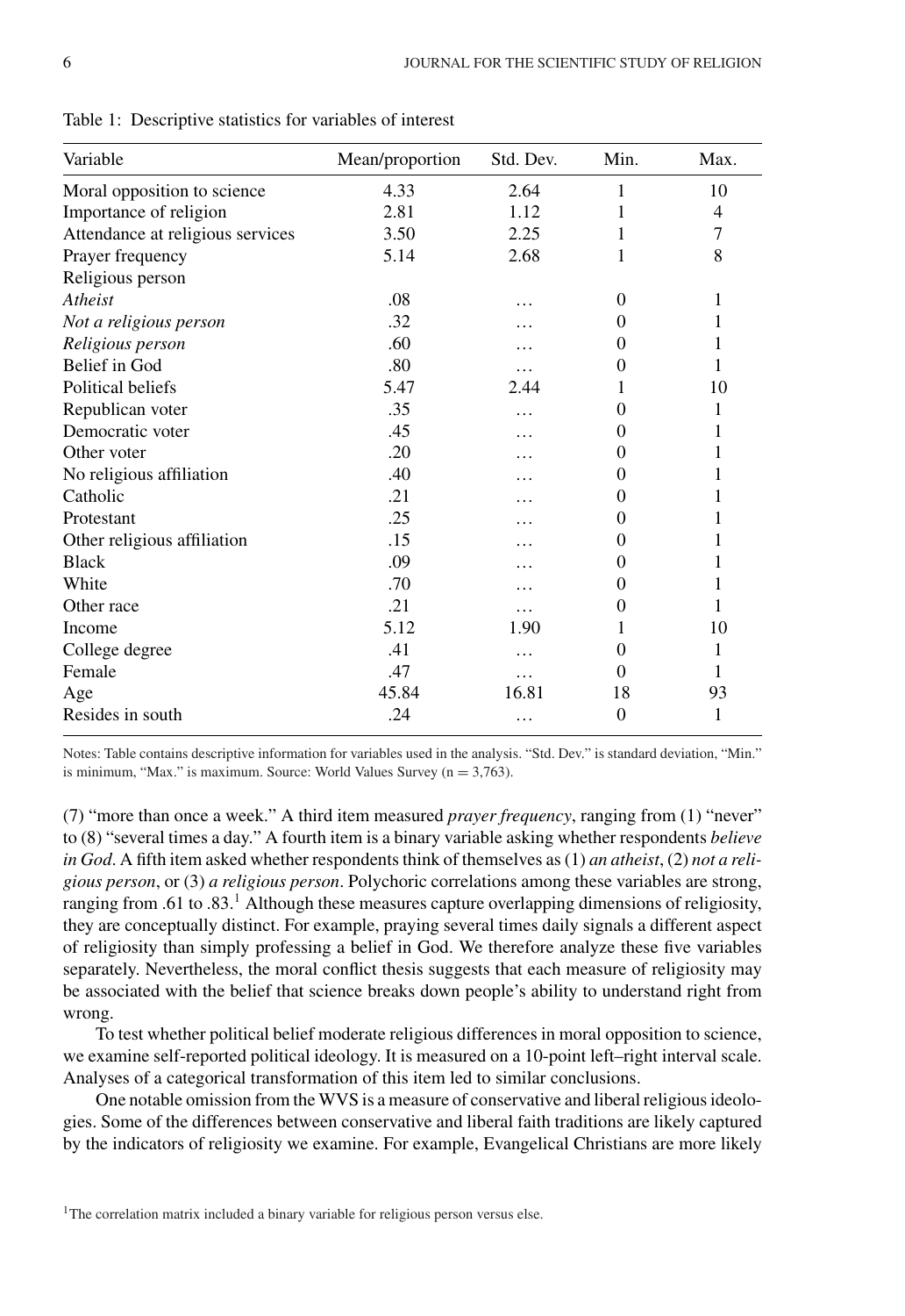Table 1: Descriptive statistics for variables of interest

| Variable | Mean/proportion | Std. Dev. | Min. | Max. |
|---|---|---|---|---|
| Moral opposition to science | 4.33 | 2.64 | 1 | 10 |
| Importance of religion | 2.81 | 1.12 | 1 | 4 |
| Attendance at religious services | 3.50 | 2.25 | 1 | 7 |
| Prayer frequency | 5.14 | 2.68 | 1 | 8 |
| Religious person | | | | |
| *Atheist* | .08 | … | 0 | 1 |
| *Not a religious person* | .32 | … | 0 | 1 |
| *Religious person* | .60 | … | 0 | 1 |
| Belief in God | .80 | … | 0 | 1 |
| Political beliefs | 5.47 | 2.44 | 1 | 10 |
| Republican voter | .35 | … | 0 | 1 |
| Democratic voter | .45 | … | 0 | 1 |
| Other voter | .20 | … | 0 | 1 |
| No religious affiliation | .40 | … | 0 | 1 |
| Catholic | .21 | … | 0 | 1 |
| Protestant | .25 | … | 0 | 1 |
| Other religious affiliation | .15 | … | 0 | 1 |
| Black | .09 | … | 0 | 1 |
| White | .70 | … | 0 | 1 |
| Other race | .21 | … | 0 | 1 |
| Income | 5.12 | 1.90 | 1 | 10 |
| College degree | .41 | … | 0 | 1 |
| Female | .47 | … | 0 | 1 |
| Age | 45.84 | 16.81 | 18 | 93 |
| Resides in south | .24 | … | 0 | 1 |

Notes: Table contains descriptive information for variables used in the analysis. "Std. Dev." is standard deviation, "Min." is minimum, "Max." is maximum. Source: World Values Survey (n = 3,763).

(7) "more than once a week." A third item measured *prayer frequency*, ranging from (1) "never" to (8) "several times a day." A fourth item is a binary variable asking whether respondents *believe in God*. A fifth item asked whether respondents think of themselves as (1) *an atheist*, (2) *not a religious person*, or (3) *a religious person*. Polychoric correlations among these variables are strong, ranging from .61 to .83.[1] Although these measures capture overlapping dimensions of religiosity, they are conceptually distinct. For example, praying several times daily signals a different aspect of religiosity than simply professing a belief in God. We therefore analyze these five variables separately. Nevertheless, the moral conflict thesis suggests that each measure of religiosity may be associated with the belief that science breaks down people's ability to understand right from wrong.

To test whether political belief moderate religious differences in moral opposition to science, we examine self-reported political ideology. It is measured on a 10-point left–right interval scale. Analyses of a categorical transformation of this item led to similar conclusions.

One notable omission from the WVS is a measure of conservative and liberal religious ideologies. Some of the differences between conservative and liberal faith traditions are likely captured by the indicators of religiosity we examine. For example, Evangelical Christians are more likely

[1]The correlation matrix included a binary variable for religious person versus else.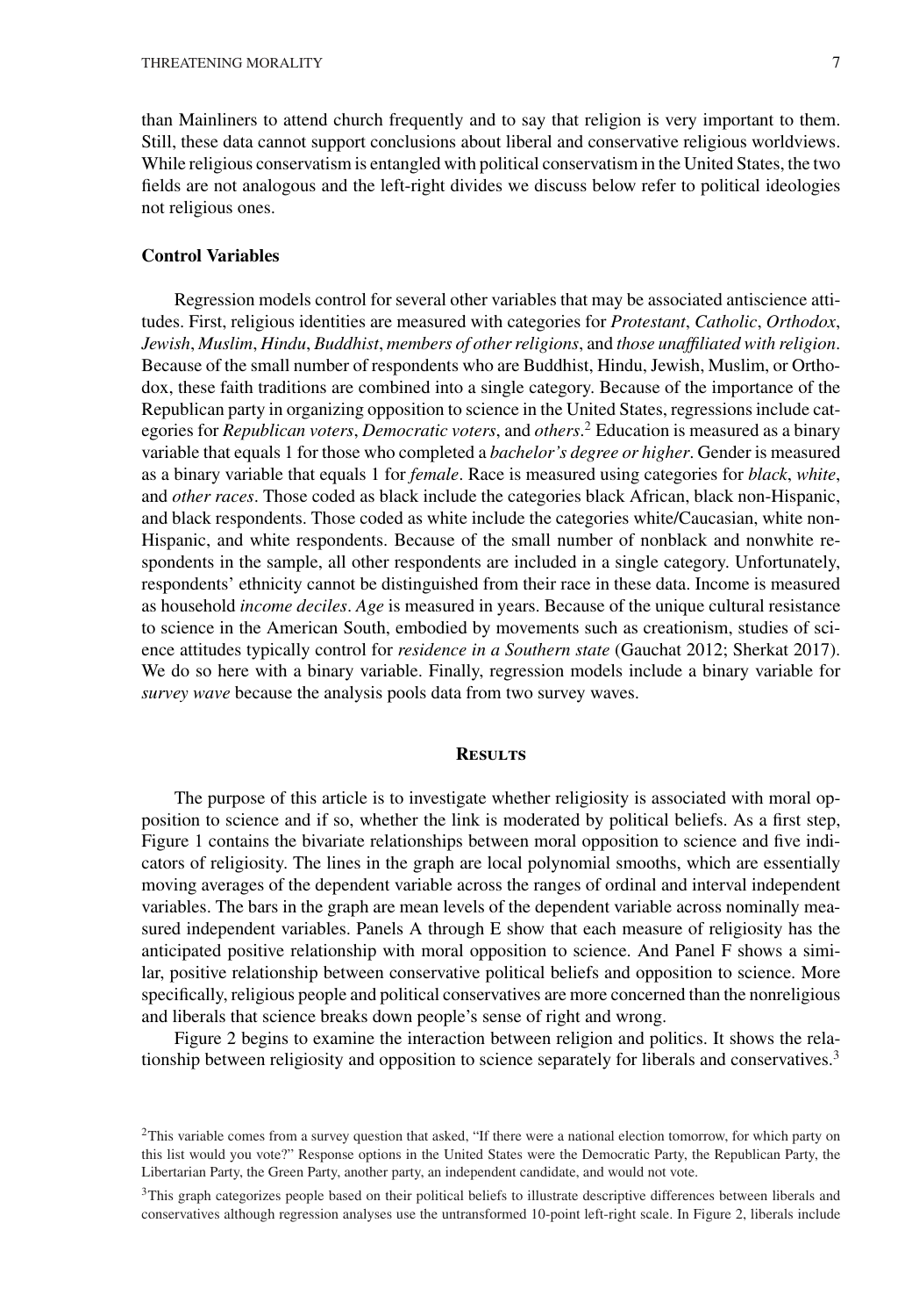than Mainliners to attend church frequently and to say that religion is very important to them. Still, these data cannot support conclusions about liberal and conservative religious worldviews. While religious conservatism is entangled with political conservatism in the United States, the two fields are not analogous and the left-right divides we discuss below refer to political ideologies not religious ones.

### Control Variables

Regression models control for several other variables that may be associated antiscience attitudes. First, religious identities are measured with categories for *Protestant*, *Catholic*, *Orthodox*, *Jewish*, *Muslim*, *Hindu*, *Buddhist*, *members of other religions*, and *those unaffiliated with religion*. Because of the small number of respondents who are Buddhist, Hindu, Jewish, Muslim, or Orthodox, these faith traditions are combined into a single category. Because of the importance of the Republican party in organizing opposition to science in the United States, regressions include categories for *Republican voters*, *Democratic voters*, and *others*.[2] Education is measured as a binary variable that equals 1 for those who completed a *bachelor's degree or higher*. Gender is measured as a binary variable that equals 1 for *female*. Race is measured using categories for *black*, *white*, and *other races*. Those coded as black include the categories black African, black non-Hispanic, and black respondents. Those coded as white include the categories white/Caucasian, white non-Hispanic, and white respondents. Because of the small number of nonblack and nonwhite respondents in the sample, all other respondents are included in a single category. Unfortunately, respondents' ethnicity cannot be distinguished from their race in these data. Income is measured as household *income deciles*. *Age* is measured in years. Because of the unique cultural resistance to science in the American South, embodied by movements such as creationism, studies of science attitudes typically control for *residence in a Southern state* (Gauchat 2012; Sherkat 2017). We do so here with a binary variable. Finally, regression models include a binary variable for *survey wave* because the analysis pools data from two survey waves.

## Results

The purpose of this article is to investigate whether religiosity is associated with moral opposition to science and if so, whether the link is moderated by political beliefs. As a first step, Figure 1 contains the bivariate relationships between moral opposition to science and five indicators of religiosity. The lines in the graph are local polynomial smooths, which are essentially moving averages of the dependent variable across the ranges of ordinal and interval independent variables. The bars in the graph are mean levels of the dependent variable across nominally measured independent variables. Panels A through E show that each measure of religiosity has the anticipated positive relationship with moral opposition to science. And Panel F shows a similar, positive relationship between conservative political beliefs and opposition to science. More specifically, religious people and political conservatives are more concerned than the nonreligious and liberals that science breaks down people's sense of right and wrong.

Figure 2 begins to examine the interaction between religion and politics. It shows the relationship between religiosity and opposition to science separately for liberals and conservatives.[3]

[2]This variable comes from a survey question that asked, "If there were a national election tomorrow, for which party on this list would you vote?" Response options in the United States were the Democratic Party, the Republican Party, the Libertarian Party, the Green Party, another party, an independent candidate, and would not vote.

[3]This graph categorizes people based on their political beliefs to illustrate descriptive differences between liberals and conservatives although regression analyses use the untransformed 10-point left-right scale. In Figure 2, liberals include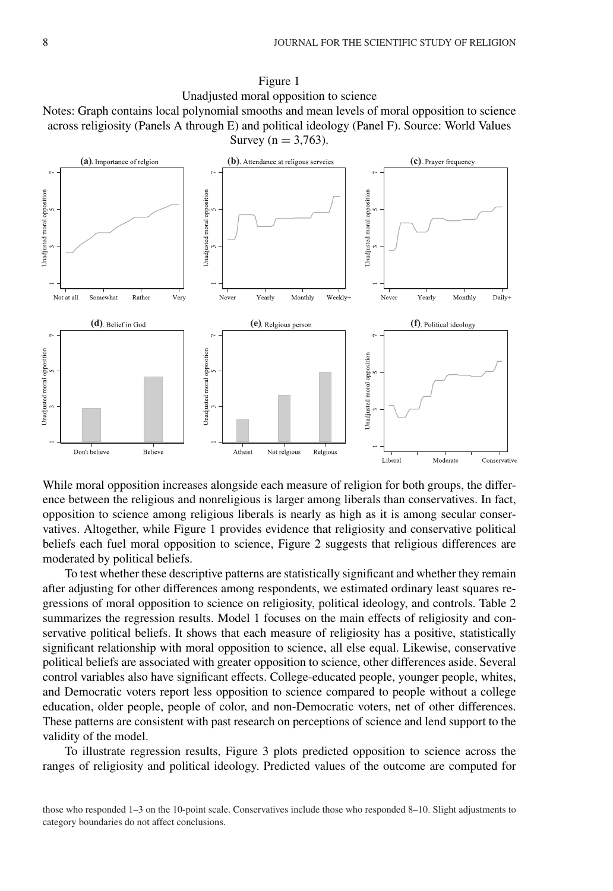Figure 1

Unadjusted moral opposition to science

Notes: Graph contains local polynomial smooths and mean levels of moral opposition to science across religiosity (Panels A through E) and political ideology (Panel F). Source: World Values Survey (n = 3,763).

While moral opposition increases alongside each measure of religion for both groups, the difference between the religious and nonreligious is larger among liberals than conservatives. In fact, opposition to science among religious liberals is nearly as high as it is among secular conservatives. Altogether, while Figure 1 provides evidence that religiosity and conservative political beliefs each fuel moral opposition to science, Figure 2 suggests that religious differences are moderated by political beliefs.

To test whether these descriptive patterns are statistically significant and whether they remain after adjusting for other differences among respondents, we estimated ordinary least squares regressions of moral opposition to science on religiosity, political ideology, and controls. Table 2 summarizes the regression results. Model 1 focuses on the main effects of religiosity and conservative political beliefs. It shows that each measure of religiosity has a positive, statistically significant relationship with moral opposition to science, all else equal. Likewise, conservative political beliefs are associated with greater opposition to science, other differences aside. Several control variables also have significant effects. College-educated people, younger people, whites, and Democratic voters report less opposition to science compared to people without a college education, older people, people of color, and non-Democratic voters, net of other differences. These patterns are consistent with past research on perceptions of science and lend support to the validity of the model.

To illustrate regression results, Figure 3 plots predicted opposition to science across the ranges of religiosity and political ideology. Predicted values of the outcome are computed for

those who responded 1–3 on the 10-point scale. Conservatives include those who responded 8–10. Slight adjustments to category boundaries do not affect conclusions.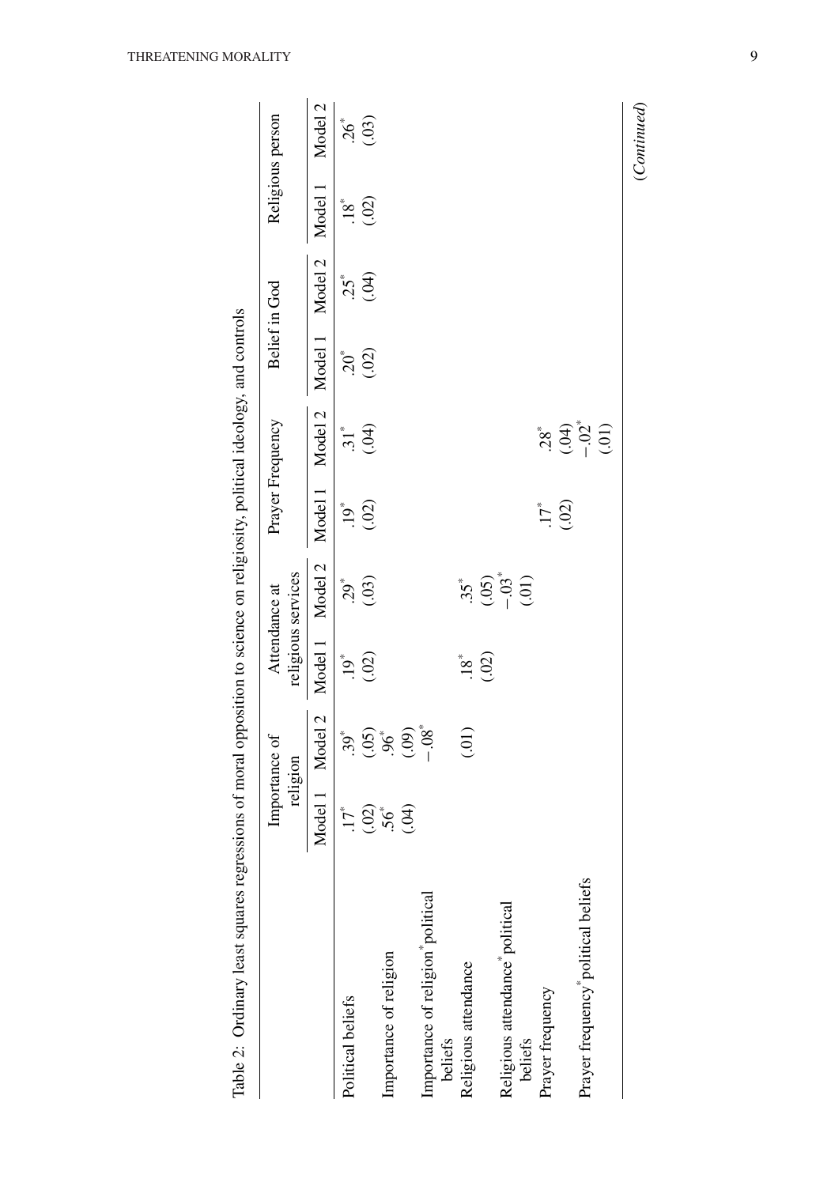Table 2: Ordinary least squares regressions of moral opposition to science on religiosity, political ideology, and controls

| | Importance of religion | | Attendance at religious services | | Prayer Frequency | | Belief in God | | Religious person | |
|---|---|---|---|---|---|---|---|---|---|---|
| | Model 1 | Model 2 | Model 1 | Model 2 | Model 1 | Model 2 | Model 1 | Model 2 | Model 1 | Model 2 |
| Political beliefs | .17* (.02) | .39* (.05) | .19* (.02) | .29* (.03) | .19* (.02) | .31* (.04) | .20* (.02) | .25* (.04) | .18* (.02) | .26* (.03) |
| Importance of religion | .56* (.04) | .96* (.09) | | | | | | | | |
| Importance of religion*political beliefs | | −.08* (.01) | | | | | | | | |
| Religious attendance | | | .18* (.02) | .35* (.05) | | | | | | |
| Religious attendance*political beliefs | | | | −.03* (.01) | | | | | | |
| Prayer frequency | | | | | .17* (.02) | .28* (.04) | | | | |
| Prayer frequency*political beliefs | | | | | | −.02* (.01) | | | | |

(*Continued*)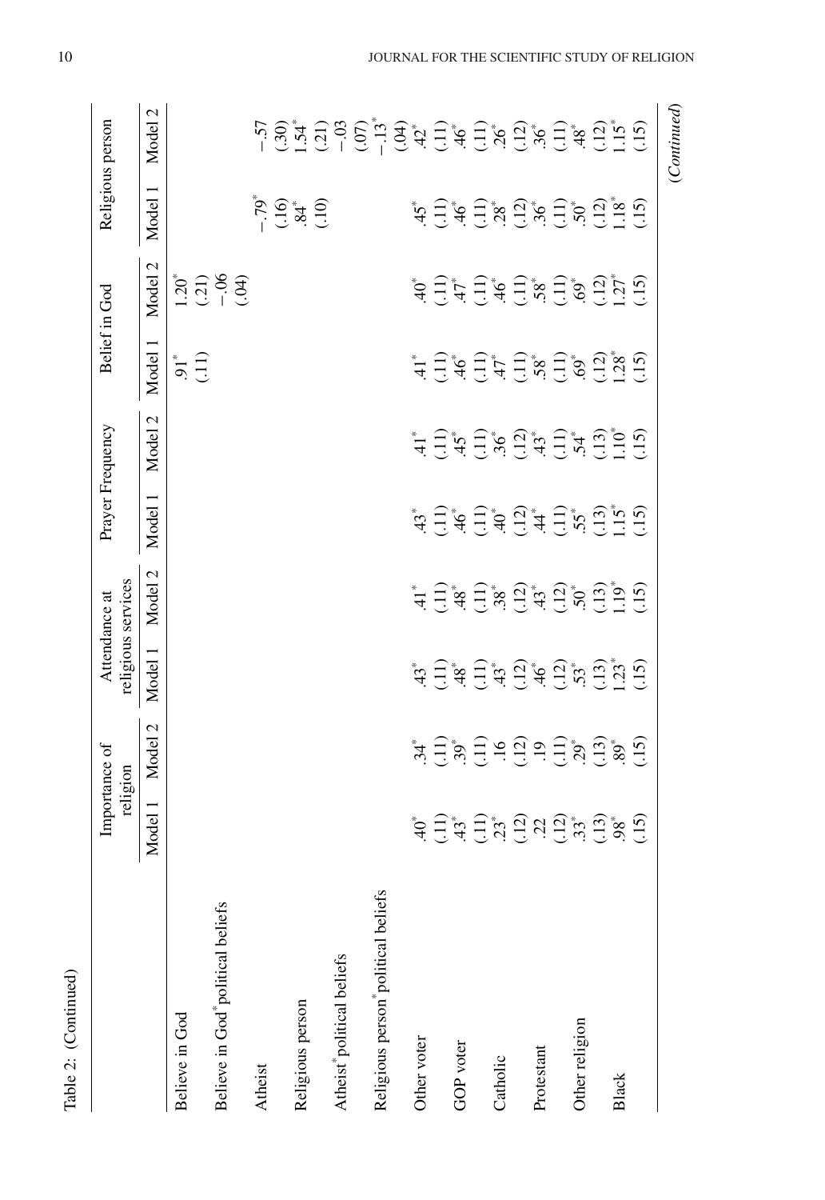Table 2: (Continued)

| | Importance of religion | | Attendance at religious services | | Prayer Frequency | | Belief in God | | Religious person | |
|---|---|---|---|---|---|---|---|---|---|---|
| | Model 1 | Model 2 | Model 1 | Model 2 | Model 1 | Model 2 | Model 1 | Model 2 | Model 1 | Model 2 |
| Believe in God | | | | | | | .91* | 1.20* | | |
| | | | | | | | (.11) | (.21) | | |
| Believe in God*political beliefs | | | | | | | | −.06 | | |
| | | | | | | | | (.04) | | |
| Atheist | | | | | | | | | −.79* | −.57 |
| | | | | | | | | | (.16) | (.30) |
| Religious person | | | | | | | | | .84* | 1.54* |
| | | | | | | | | | (.10) | (.21) |
| Atheist*political beliefs | | | | | | | | | | −.03 |
| | | | | | | | | | | (.07) |
| Religious person*political beliefs | | | | | | | | | | −.13* |
| | | | | | | | | | | (.04) |
| Other voter | .40* | .34* | .43* | .41* | .43* | .41* | .41* | .40* | .45* | .42* |
| | (.11) | (.11) | (.11) | (.11) | (.11) | (.11) | (.11) | (.11) | (.11) | (.11) |
| GOP voter | .43* | .39* | .48* | .48* | .46* | .45* | .46* | .47* | .46* | .46* |
| | (.11) | (.11) | (.11) | (.11) | (.11) | (.11) | (.11) | (.11) | (.11) | (.11) |
| Catholic | .23* | .16 | .43* | .38* | .40* | .36* | .47* | .46* | .28* | .26* |
| | (.12) | (.12) | (.12) | (.12) | (.12) | (.12) | (.11) | (.11) | (.12) | (.12) |
| Protestant | .22 | .19 | .46* | .43* | .44* | .43* | .58* | .58* | .36* | .36* |
| | (.12) | (.11) | (.12) | (.12) | (.11) | (.11) | (.11) | (.11) | (.11) | (.11) |
| Other religion | .33* | .29* | .53* | .50* | .55* | .54* | .69* | .69* | .50* | .48* |
| | (.13) | (.13) | (.13) | (.13) | (.13) | (.13) | (.12) | (.12) | (.12) | (.12) |
| Black | .98* | .89* | 1.23* | 1.19* | 1.15* | 1.10* | 1.28* | 1.27* | 1.18* | 1.15* |
| | (.15) | (.15) | (.15) | (.15) | (.15) | (.15) | (.15) | (.15) | (.15) | (.15) |

(*Continued*)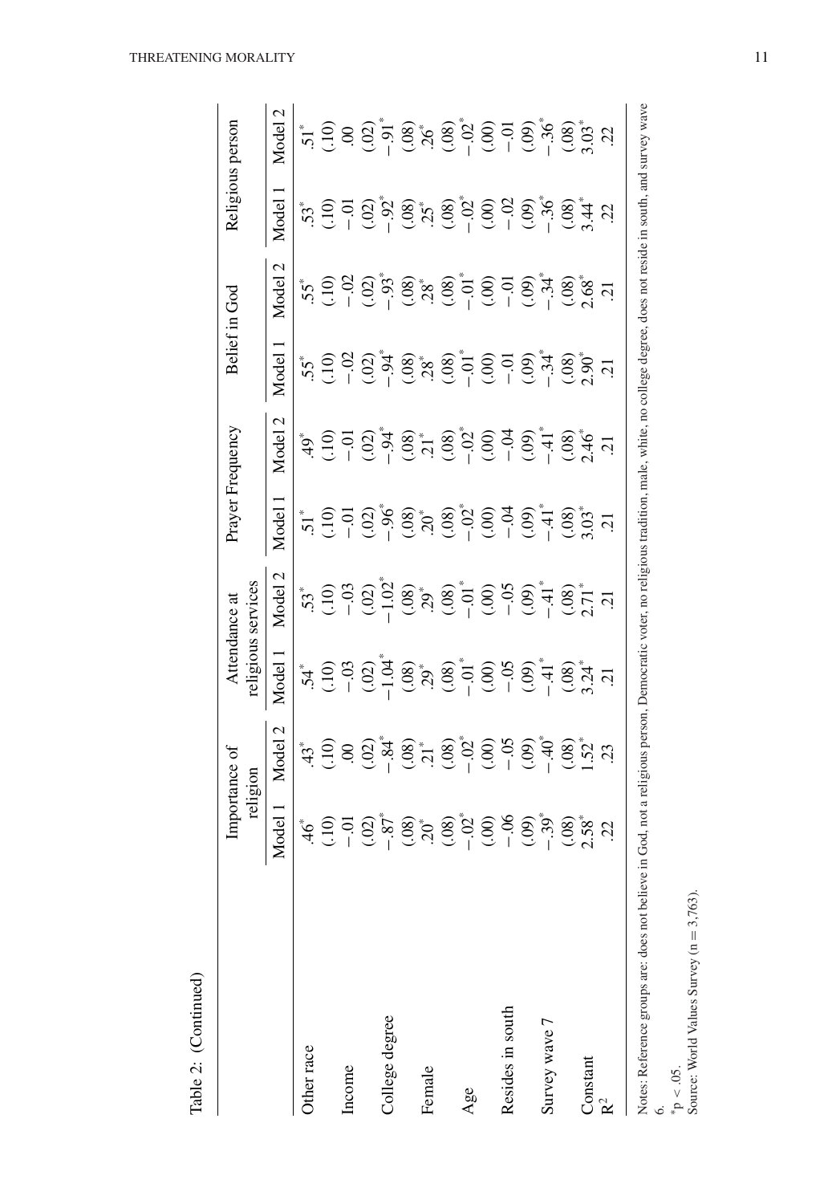Table 2: (Continued)

| | Importance of religion | | Attendance at religious services | | Prayer Frequency | | Belief in God | | Religious person | |
|---|---|---|---|---|---|---|---|---|---|---|
| | Model 1 | Model 2 | Model 1 | Model 2 | Model 1 | Model 2 | Model 1 | Model 2 | Model 1 | Model 2 |
| Other race | .46* | .43* | .54* | .53* | .51* | .49* | .55* | .55* | .53* | .51* |
| | (.10) | (.10) | (.10) | (.10) | (.10) | (.10) | (.10) | (.10) | (.10) | (.10) |
| Income | −.01 | .00 | −.03 | −.03 | −.01 | −.01 | −.02 | −.02 | −.01 | .00 |
| | (.02) | (.02) | (.02) | (.02) | (.02) | (.02) | (.02) | (.02) | (.02) | (.02) |
| College degree | −.87* | −.84* | −1.04* | −1.02* | −.96* | −.94* | −.94* | −.93* | −.92* | −.91* |
| | (.08) | (.08) | (.08) | (.08) | (.08) | (.08) | (.08) | (.08) | (.08) | (.08) |
| Female | .20* | .21* | .29* | .29* | .20* | .21* | .28* | .28* | .25* | .26* |
| | (.08) | (.08) | (.08) | (.08) | (.08) | (.08) | (.08) | (.08) | (.08) | (.08) |
| Age | −.02* | −.02* | −.01* | −.01* | −.02* | −.02* | −.01* | −.01* | −.02* | −.02* |
| | (.00) | (.00) | (.00) | (.00) | (.00) | (.00) | (.00) | (.00) | (.00) | (.00) |
| Resides in south | −.06 | −.05 | −.05 | −.05 | −.04 | −.04 | −.01 | −.01 | −.02 | −.01 |
| | (.09) | (.09) | (.09) | (.09) | (.09) | (.09) | (.09) | (.09) | (.09) | (.09) |
| Survey wave 7 | −.39* | −.40* | −.41* | −.41* | −.41* | −.41* | −.34* | −.34* | −.36* | −.36* |
| | (.08) | (.08) | (.08) | (.08) | (.08) | (.08) | (.08) | (.08) | (.08) | (.08) |
| Constant | 2.58* | 1.52* | 3.24* | 2.71* | 3.03* | 2.46* | 2.90* | 2.68* | 3.44* | 3.03* |
| $R^2$ | .22 | .23 | .21 | .21 | .21 | .21 | .21 | .21 | .22 | .22 |

Notes: Reference groups are: does not believe in God, not a religious person, Democratic voter, no religious tradition, male, white, no college degree, does not reside in south, and survey wave 6.

*$p < .05$.

Source: World Values Survey (n = 3,763).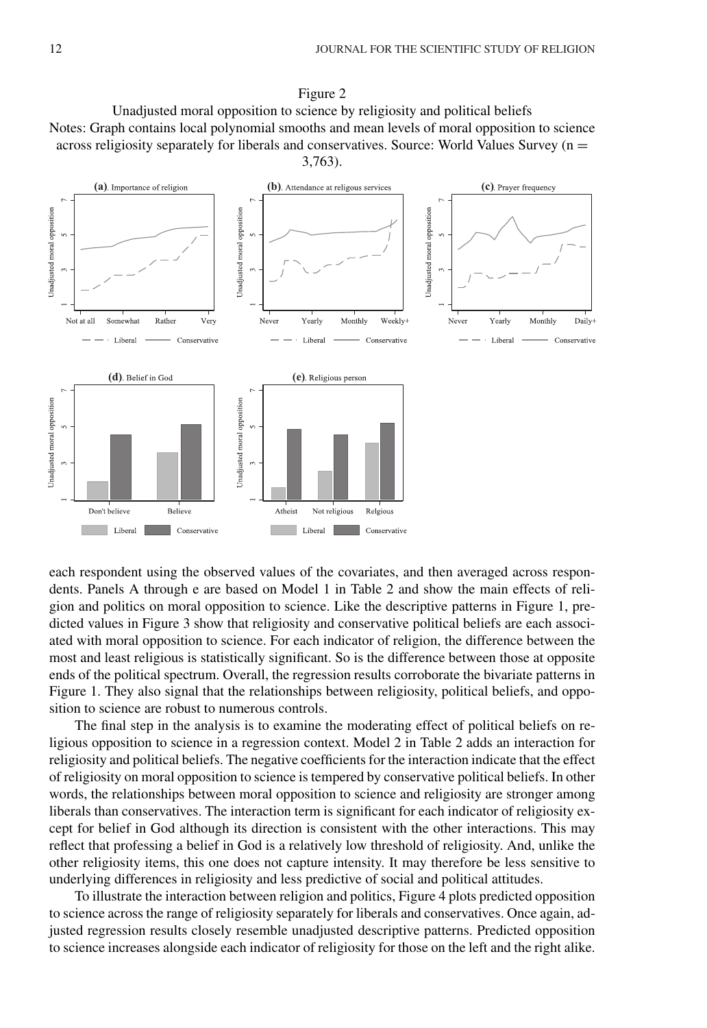Figure 2

Unadjusted moral opposition to science by religiosity and political beliefs

Notes: Graph contains local polynomial smooths and mean levels of moral opposition to science across religiosity separately for liberals and conservatives. Source: World Values Survey (n = 3,763).

each respondent using the observed values of the covariates, and then averaged across respondents. Panels A through e are based on Model 1 in Table 2 and show the main effects of religion and politics on moral opposition to science. Like the descriptive patterns in Figure 1, predicted values in Figure 3 show that religiosity and conservative political beliefs are each associated with moral opposition to science. For each indicator of religion, the difference between the most and least religious is statistically significant. So is the difference between those at opposite ends of the political spectrum. Overall, the regression results corroborate the bivariate patterns in Figure 1. They also signal that the relationships between religiosity, political beliefs, and opposition to science are robust to numerous controls.

The final step in the analysis is to examine the moderating effect of political beliefs on religious opposition to science in a regression context. Model 2 in Table 2 adds an interaction for religiosity and political beliefs. The negative coefficients for the interaction indicate that the effect of religiosity on moral opposition to science is tempered by conservative political beliefs. In other words, the relationships between moral opposition to science and religiosity are stronger among liberals than conservatives. The interaction term is significant for each indicator of religiosity except for belief in God although its direction is consistent with the other interactions. This may reflect that professing a belief in God is a relatively low threshold of religiosity. And, unlike the other religiosity items, this one does not capture intensity. It may therefore be less sensitive to underlying differences in religiosity and less predictive of social and political attitudes.

To illustrate the interaction between religion and politics, Figure 4 plots predicted opposition to science across the range of religiosity separately for liberals and conservatives. Once again, adjusted regression results closely resemble unadjusted descriptive patterns. Predicted opposition to science increases alongside each indicator of religiosity for those on the left and the right alike.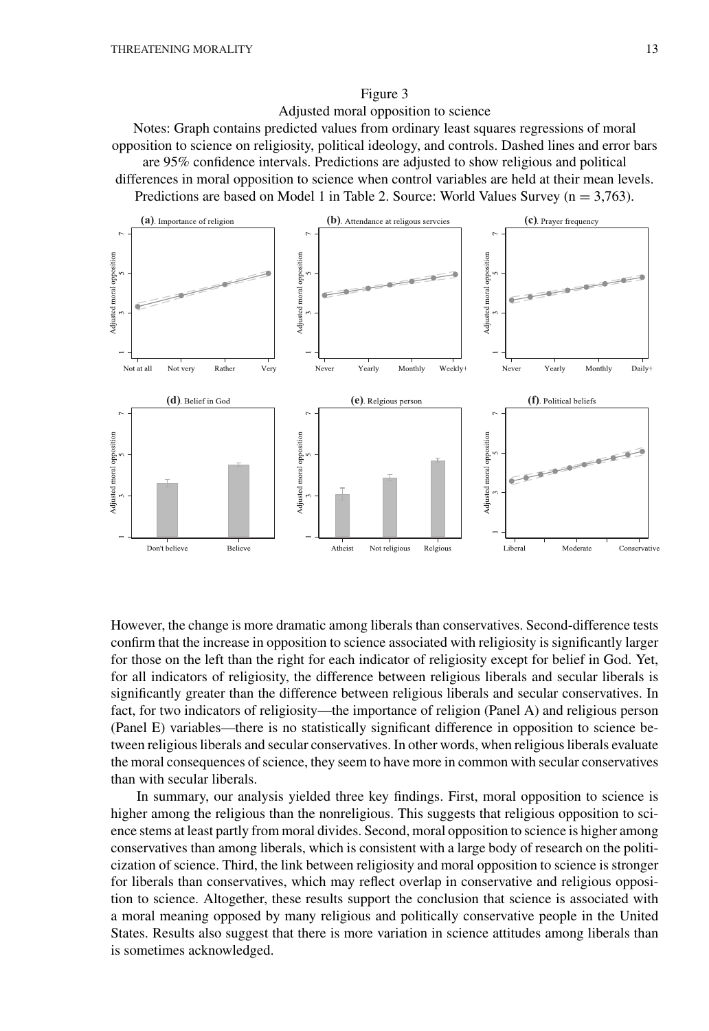Figure 3

Adjusted moral opposition to science

Notes: Graph contains predicted values from ordinary least squares regressions of moral opposition to science on religiosity, political ideology, and controls. Dashed lines and error bars are 95% confidence intervals. Predictions are adjusted to show religious and political differences in moral opposition to science when control variables are held at their mean levels. Predictions are based on Model 1 in Table 2. Source: World Values Survey (n = 3,763).

However, the change is more dramatic among liberals than conservatives. Second-difference tests confirm that the increase in opposition to science associated with religiosity is significantly larger for those on the left than the right for each indicator of religiosity except for belief in God. Yet, for all indicators of religiosity, the difference between religious liberals and secular liberals is significantly greater than the difference between religious liberals and secular conservatives. In fact, for two indicators of religiosity—the importance of religion (Panel A) and religious person (Panel E) variables—there is no statistically significant difference in opposition to science between religious liberals and secular conservatives. In other words, when religious liberals evaluate the moral consequences of science, they seem to have more in common with secular conservatives than with secular liberals.

In summary, our analysis yielded three key findings. First, moral opposition to science is higher among the religious than the nonreligious. This suggests that religious opposition to science stems at least partly from moral divides. Second, moral opposition to science is higher among conservatives than among liberals, which is consistent with a large body of research on the politicization of science. Third, the link between religiosity and moral opposition to science is stronger for liberals than conservatives, which may reflect overlap in conservative and religious opposition to science. Altogether, these results support the conclusion that science is associated with a moral meaning opposed by many religious and politically conservative people in the United States. Results also suggest that there is more variation in science attitudes among liberals than is sometimes acknowledged.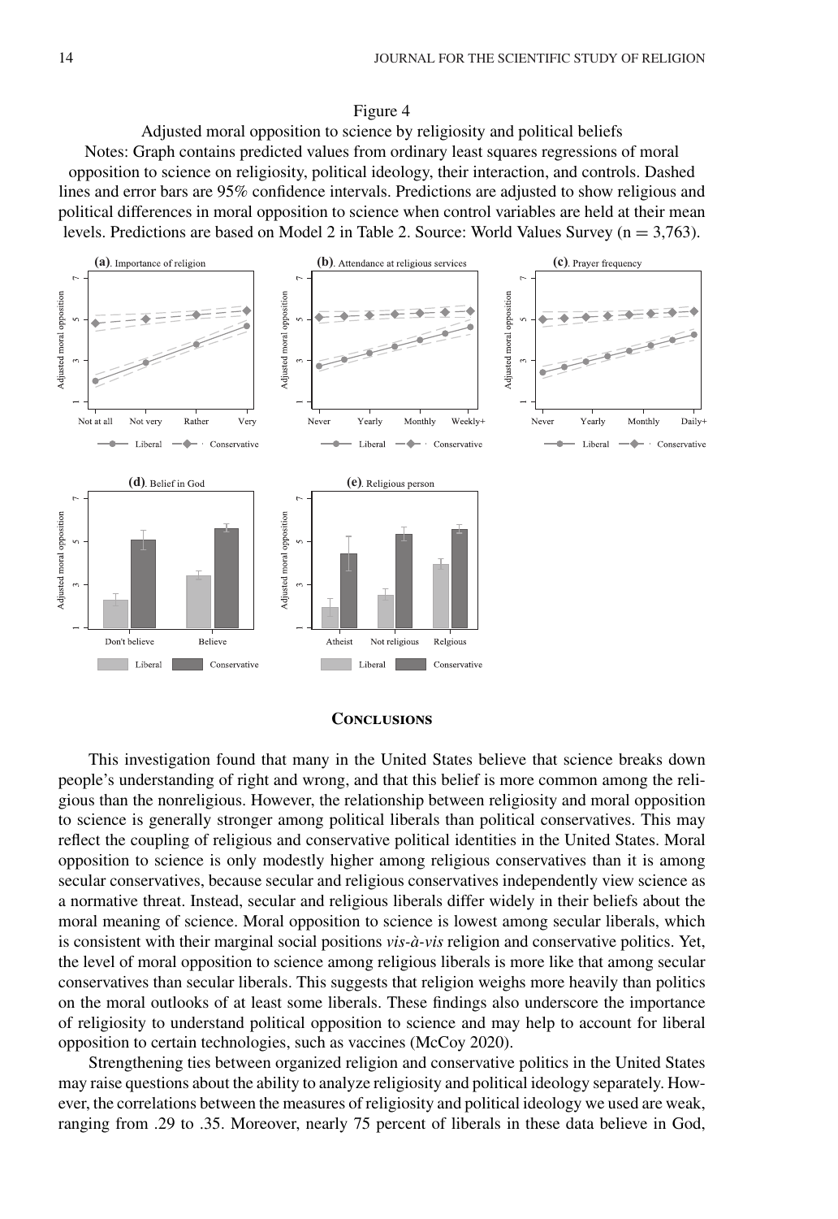Figure 4

Adjusted moral opposition to science by religiosity and political beliefs

Notes: Graph contains predicted values from ordinary least squares regressions of moral opposition to science on religiosity, political ideology, their interaction, and controls. Dashed lines and error bars are 95% confidence intervals. Predictions are adjusted to show religious and political differences in moral opposition to science when control variables are held at their mean levels. Predictions are based on Model 2 in Table 2. Source: World Values Survey (n = 3,763).

## Conclusions

This investigation found that many in the United States believe that science breaks down people's understanding of right and wrong, and that this belief is more common among the religious than the nonreligious. However, the relationship between religiosity and moral opposition to science is generally stronger among political liberals than political conservatives. This may reflect the coupling of religious and conservative political identities in the United States. Moral opposition to science is only modestly higher among religious conservatives than it is among secular conservatives, because secular and religious conservatives independently view science as a normative threat. Instead, secular and religious liberals differ widely in their beliefs about the moral meaning of science. Moral opposition to science is lowest among secular liberals, which is consistent with their marginal social positions *vis-à-vis* religion and conservative politics. Yet, the level of moral opposition to science among religious liberals is more like that among secular conservatives than secular liberals. This suggests that religion weighs more heavily than politics on the moral outlooks of at least some liberals. These findings also underscore the importance of religiosity to understand political opposition to science and may help to account for liberal opposition to certain technologies, such as vaccines (McCoy 2020).

Strengthening ties between organized religion and conservative politics in the United States may raise questions about the ability to analyze religiosity and political ideology separately. However, the correlations between the measures of religiosity and political ideology we used are weak, ranging from .29 to .35. Moreover, nearly 75 percent of liberals in these data believe in God,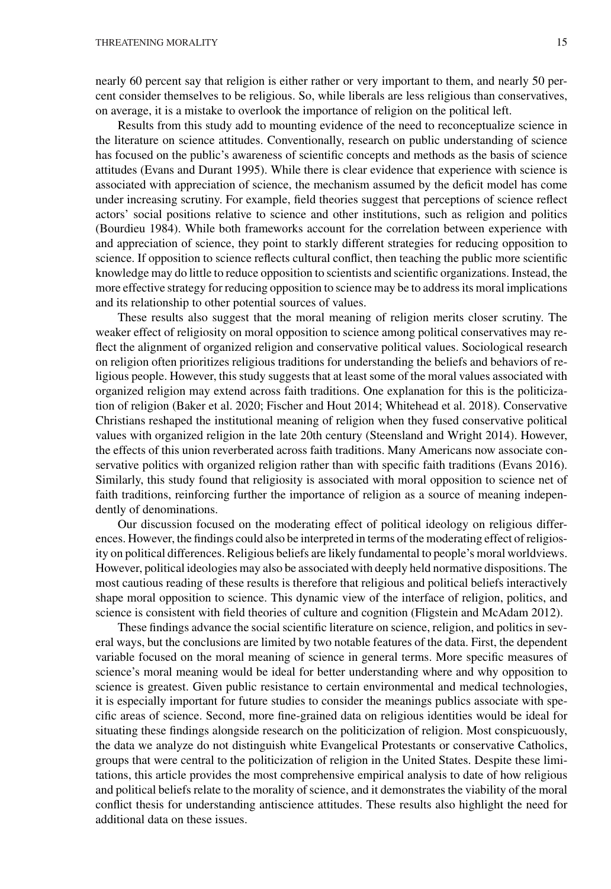nearly 60 percent say that religion is either rather or very important to them, and nearly 50 percent consider themselves to be religious. So, while liberals are less religious than conservatives, on average, it is a mistake to overlook the importance of religion on the political left.

Results from this study add to mounting evidence of the need to reconceptualize science in the literature on science attitudes. Conventionally, research on public understanding of science has focused on the public's awareness of scientific concepts and methods as the basis of science attitudes (Evans and Durant 1995). While there is clear evidence that experience with science is associated with appreciation of science, the mechanism assumed by the deficit model has come under increasing scrutiny. For example, field theories suggest that perceptions of science reflect actors' social positions relative to science and other institutions, such as religion and politics (Bourdieu 1984). While both frameworks account for the correlation between experience with and appreciation of science, they point to starkly different strategies for reducing opposition to science. If opposition to science reflects cultural conflict, then teaching the public more scientific knowledge may do little to reduce opposition to scientists and scientific organizations. Instead, the more effective strategy for reducing opposition to science may be to address its moral implications and its relationship to other potential sources of values.

These results also suggest that the moral meaning of religion merits closer scrutiny. The weaker effect of religiosity on moral opposition to science among political conservatives may reflect the alignment of organized religion and conservative political values. Sociological research on religion often prioritizes religious traditions for understanding the beliefs and behaviors of religious people. However, this study suggests that at least some of the moral values associated with organized religion may extend across faith traditions. One explanation for this is the politicization of religion (Baker et al. 2020; Fischer and Hout 2014; Whitehead et al. 2018). Conservative Christians reshaped the institutional meaning of religion when they fused conservative political values with organized religion in the late 20th century (Steensland and Wright 2014). However, the effects of this union reverberated across faith traditions. Many Americans now associate conservative politics with organized religion rather than with specific faith traditions (Evans 2016). Similarly, this study found that religiosity is associated with moral opposition to science net of faith traditions, reinforcing further the importance of religion as a source of meaning independently of denominations.

Our discussion focused on the moderating effect of political ideology on religious differences. However, the findings could also be interpreted in terms of the moderating effect of religiosity on political differences. Religious beliefs are likely fundamental to people's moral worldviews. However, political ideologies may also be associated with deeply held normative dispositions. The most cautious reading of these results is therefore that religious and political beliefs interactively shape moral opposition to science. This dynamic view of the interface of religion, politics, and science is consistent with field theories of culture and cognition (Fligstein and McAdam 2012).

These findings advance the social scientific literature on science, religion, and politics in several ways, but the conclusions are limited by two notable features of the data. First, the dependent variable focused on the moral meaning of science in general terms. More specific measures of science's moral meaning would be ideal for better understanding where and why opposition to science is greatest. Given public resistance to certain environmental and medical technologies, it is especially important for future studies to consider the meanings publics associate with specific areas of science. Second, more fine-grained data on religious identities would be ideal for situating these findings alongside research on the politicization of religion. Most conspicuously, the data we analyze do not distinguish white Evangelical Protestants or conservative Catholics, groups that were central to the politicization of religion in the United States. Despite these limitations, this article provides the most comprehensive empirical analysis to date of how religious and political beliefs relate to the morality of science, and it demonstrates the viability of the moral conflict thesis for understanding antiscience attitudes. These results also highlight the need for additional data on these issues.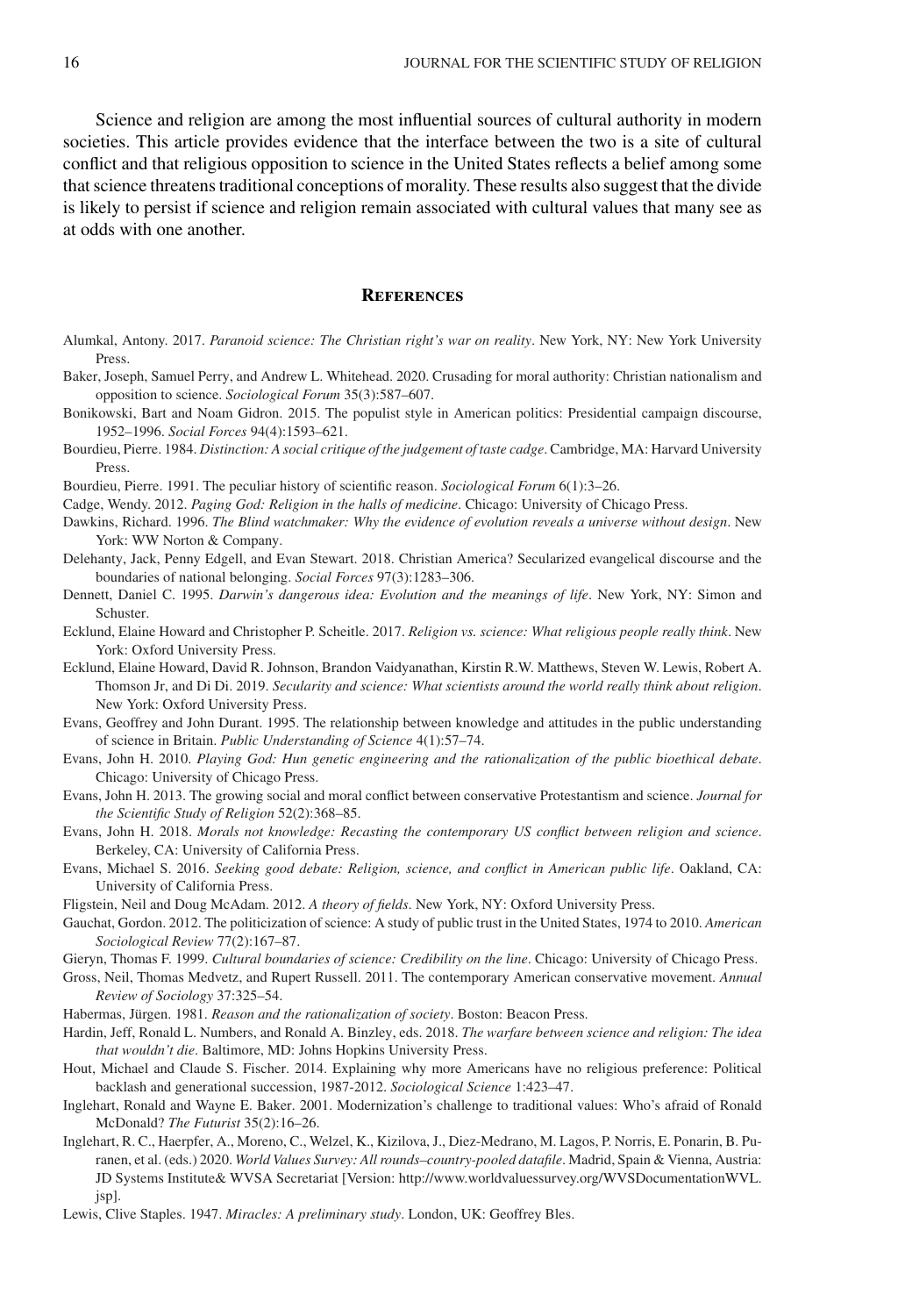Science and religion are among the most influential sources of cultural authority in modern societies. This article provides evidence that the interface between the two is a site of cultural conflict and that religious opposition to science in the United States reflects a belief among some that science threatens traditional conceptions of morality. These results also suggest that the divide is likely to persist if science and religion remain associated with cultural values that many see as at odds with one another.

## References

Alumkal, Antony. 2017. *Paranoid science: The Christian right's war on reality*. New York, NY: New York University Press.

Baker, Joseph, Samuel Perry, and Andrew L. Whitehead. 2020. Crusading for moral authority: Christian nationalism and opposition to science. *Sociological Forum* 35(3):587–607.

Bonikowski, Bart and Noam Gidron. 2015. The populist style in American politics: Presidential campaign discourse, 1952–1996. *Social Forces* 94(4):1593–621.

Bourdieu, Pierre. 1984. *Distinction: A social critique of the judgement of taste cadge*. Cambridge, MA: Harvard University Press.

Bourdieu, Pierre. 1991. The peculiar history of scientific reason. *Sociological Forum* 6(1):3–26.

Cadge, Wendy. 2012. *Paging God: Religion in the halls of medicine*. Chicago: University of Chicago Press.

Dawkins, Richard. 1996. *The Blind watchmaker: Why the evidence of evolution reveals a universe without design*. New York: WW Norton & Company.

Delehanty, Jack, Penny Edgell, and Evan Stewart. 2018. Christian America? Secularized evangelical discourse and the boundaries of national belonging. *Social Forces* 97(3):1283–306.

Dennett, Daniel C. 1995. *Darwin's dangerous idea: Evolution and the meanings of life*. New York, NY: Simon and Schuster.

Ecklund, Elaine Howard and Christopher P. Scheitle. 2017. *Religion vs. science: What religious people really think*. New York: Oxford University Press.

Ecklund, Elaine Howard, David R. Johnson, Brandon Vaidyanathan, Kirstin R.W. Matthews, Steven W. Lewis, Robert A. Thomson Jr, and Di Di. 2019. *Secularity and science: What scientists around the world really think about religion*. New York: Oxford University Press.

Evans, Geoffrey and John Durant. 1995. The relationship between knowledge and attitudes in the public understanding of science in Britain. *Public Understanding of Science* 4(1):57–74.

Evans, John H. 2010. *Playing God: Hun genetic engineering and the rationalization of the public bioethical debate*. Chicago: University of Chicago Press.

Evans, John H. 2013. The growing social and moral conflict between conservative Protestantism and science. *Journal for the Scientific Study of Religion* 52(2):368–85.

Evans, John H. 2018. *Morals not knowledge: Recasting the contemporary US conflict between religion and science*. Berkeley, CA: University of California Press.

Evans, Michael S. 2016. *Seeking good debate: Religion, science, and conflict in American public life*. Oakland, CA: University of California Press.

Fligstein, Neil and Doug McAdam. 2012. *A theory of fields*. New York, NY: Oxford University Press.

Gauchat, Gordon. 2012. The politicization of science: A study of public trust in the United States, 1974 to 2010. *American Sociological Review* 77(2):167–87.

Gieryn, Thomas F. 1999. *Cultural boundaries of science: Credibility on the line*. Chicago: University of Chicago Press.

Gross, Neil, Thomas Medvetz, and Rupert Russell. 2011. The contemporary American conservative movement. *Annual Review of Sociology* 37:325–54.

Habermas, Jürgen. 1981. *Reason and the rationalization of society*. Boston: Beacon Press.

Hardin, Jeff, Ronald L. Numbers, and Ronald A. Binzley, eds. 2018. *The warfare between science and religion: The idea that wouldn't die*. Baltimore, MD: Johns Hopkins University Press.

Hout, Michael and Claude S. Fischer. 2014. Explaining why more Americans have no religious preference: Political backlash and generational succession, 1987-2012. *Sociological Science* 1:423–47.

Inglehart, Ronald and Wayne E. Baker. 2001. Modernization's challenge to traditional values: Who's afraid of Ronald McDonald? *The Futurist* 35(2):16–26.

Inglehart, R. C., Haerpfer, A., Moreno, C., Welzel, K., Kizilova, J., Diez-Medrano, M. Lagos, P. Norris, E. Ponarin, B. Puranen, et al. (eds.) 2020. *World Values Survey: All rounds–country-pooled datafile*. Madrid, Spain & Vienna, Austria: JD Systems Institute& WVSA Secretariat [Version: http://www.worldvaluessurvey.org/WVSDocumentationWVL.jsp].

Lewis, Clive Staples. 1947. *Miracles: A preliminary study*. London, UK: Geoffrey Bles.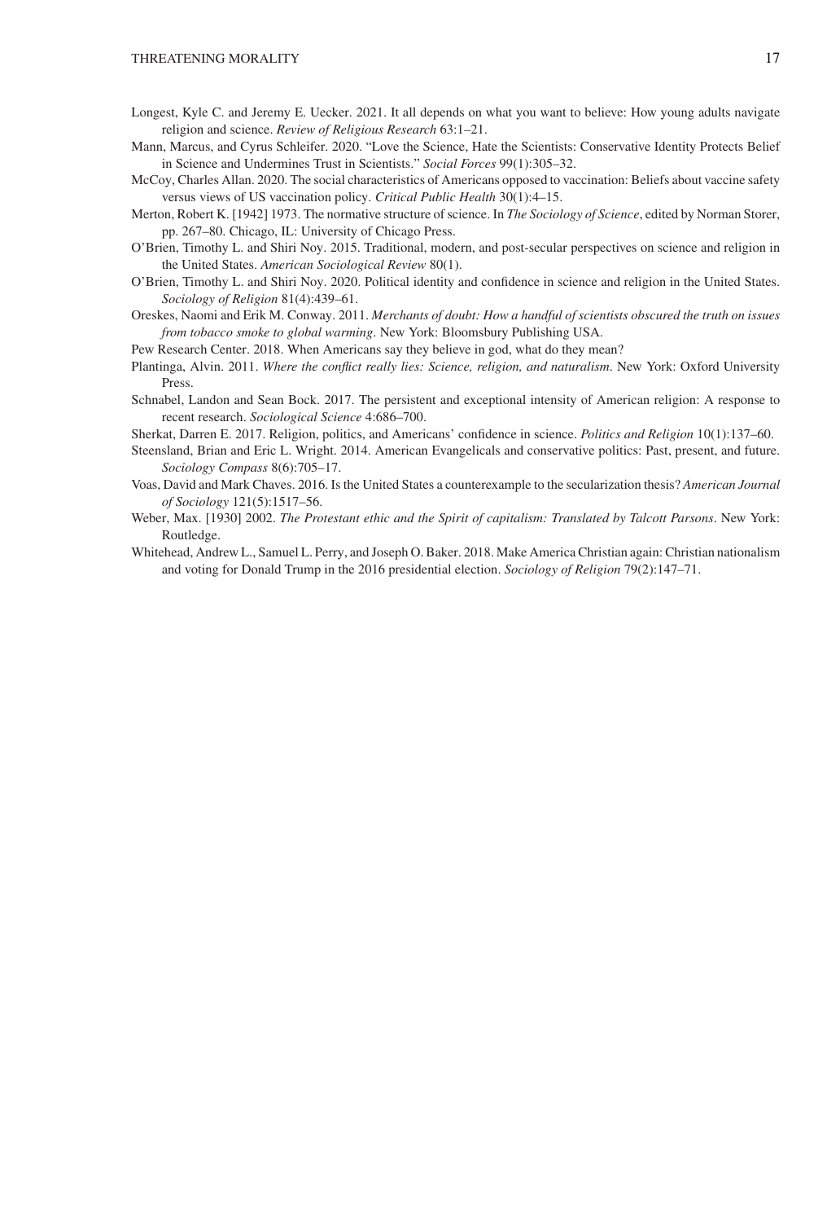Longest, Kyle C. and Jeremy E. Uecker. 2021. It all depends on what you want to believe: How young adults navigate religion and science. *Review of Religious Research* 63:1–21.

Mann, Marcus, and Cyrus Schleifer. 2020. "Love the Science, Hate the Scientists: Conservative Identity Protects Belief in Science and Undermines Trust in Scientists." *Social Forces* 99(1):305–32.

McCoy, Charles Allan. 2020. The social characteristics of Americans opposed to vaccination: Beliefs about vaccine safety versus views of US vaccination policy. *Critical Public Health* 30(1):4–15.

Merton, Robert K. [1942] 1973. The normative structure of science. In *The Sociology of Science*, edited by Norman Storer, pp. 267–80. Chicago, IL: University of Chicago Press.

O'Brien, Timothy L. and Shiri Noy. 2015. Traditional, modern, and post-secular perspectives on science and religion in the United States. *American Sociological Review* 80(1).

O'Brien, Timothy L. and Shiri Noy. 2020. Political identity and confidence in science and religion in the United States. *Sociology of Religion* 81(4):439–61.

Oreskes, Naomi and Erik M. Conway. 2011. *Merchants of doubt: How a handful of scientists obscured the truth on issues from tobacco smoke to global warming*. New York: Bloomsbury Publishing USA.

Pew Research Center. 2018. When Americans say they believe in god, what do they mean?

Plantinga, Alvin. 2011. *Where the conflict really lies: Science, religion, and naturalism*. New York: Oxford University Press.

Schnabel, Landon and Sean Bock. 2017. The persistent and exceptional intensity of American religion: A response to recent research. *Sociological Science* 4:686–700.

Sherkat, Darren E. 2017. Religion, politics, and Americans' confidence in science. *Politics and Religion* 10(1):137–60.

Steensland, Brian and Eric L. Wright. 2014. American Evangelicals and conservative politics: Past, present, and future. *Sociology Compass* 8(6):705–17.

Voas, David and Mark Chaves. 2016. Is the United States a counterexample to the secularization thesis? *American Journal of Sociology* 121(5):1517–56.

Weber, Max. [1930] 2002. *The Protestant ethic and the Spirit of capitalism: Translated by Talcott Parsons*. New York: Routledge.

Whitehead, Andrew L., Samuel L. Perry, and Joseph O. Baker. 2018. Make America Christian again: Christian nationalism and voting for Donald Trump in the 2016 presidential election. *Sociology of Religion* 79(2):147–71.